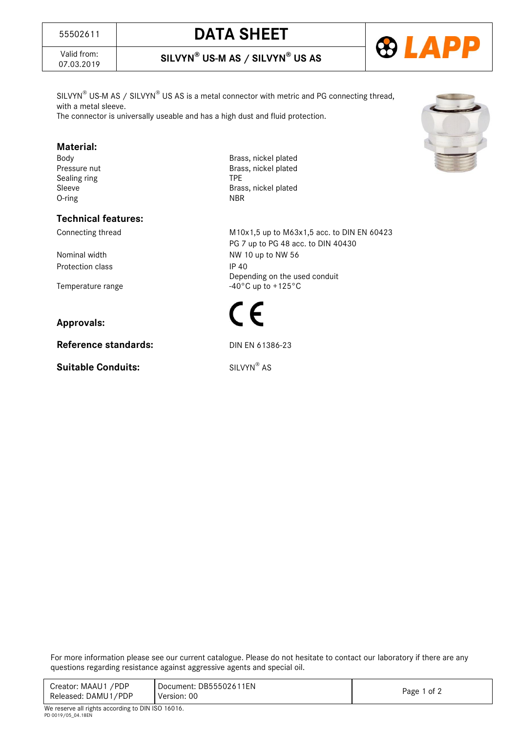| 55502611 | **DATA SHEET** |
|---|---|
| Valid from: 07.03.2019 | **SILVYN® US-M AS / SILVYN® US AS** |

SILVYN® US-M AS / SILVYN® US AS is a metal connector with metric and PG connecting thread, with a metal sleeve.
The connector is universally useable and has a high dust and fluid protection.

## Material:

| | |
|---|---|
| Body | Brass, nickel plated |
| Pressure nut | Brass, nickel plated |
| Sealing ring | TPE |
| Sleeve | Brass, nickel plated |
| O-ring | NBR |

## Technical features:

| | |
|---|---|
| Connecting thread | M10x1,5 up to M63x1,5 acc. to DIN EN 60423<br>PG 7 up to PG 48 acc. to DIN 40430 |
| Nominal width | NW 10 up to NW 56 |
| Protection class | IP 40<br>Depending on the used conduit |
| Temperature range | -40°C up to +125°C |

**Approvals:** CE

**Reference standards:** DIN EN 61386-23

**Suitable Conduits:** SILVYN® AS

For more information please see our current catalogue. Please do not hesitate to contact our laboratory if there are any questions regarding resistance against aggressive agents and special oil.

| Creator: MAAU1 /PDP<br>Released: DAMU1/PDP | Document: DB55502611EN<br>Version: 00 |
|---|---|

We reserve all rights according to DIN ISO 16016.
PD 0019/05_04.18EN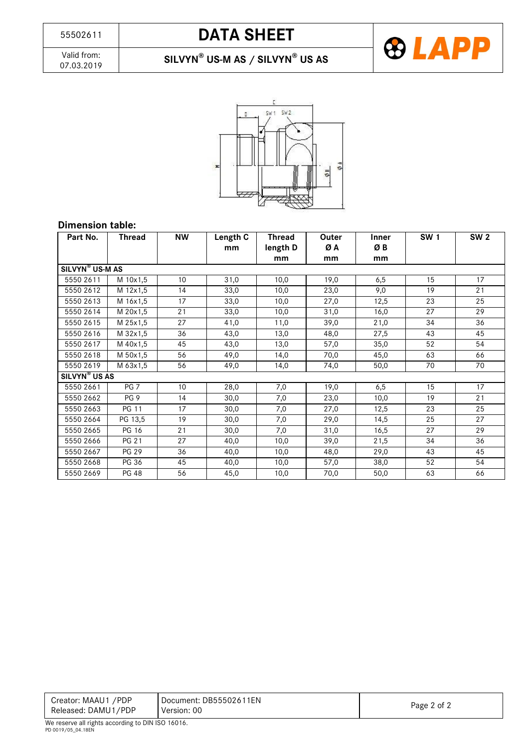## Dimension table:

| Part No. | Thread | NW | Length C mm | Thread length D mm | Outer Ø A mm | Inner Ø B mm | SW 1 | SW 2 |
|---|---|---|---|---|---|---|---|---|
| **SILVYN® US-M AS** | | | | | | | | |
| 5550 2611 | M 10x1,5 | 10 | 31,0 | 10,0 | 19,0 | 6,5 | 15 | 17 |
| 5550 2612 | M 12x1,5 | 14 | 33,0 | 10,0 | 23,0 | 9,0 | 19 | 21 |
| 5550 2613 | M 16x1,5 | 17 | 33,0 | 10,0 | 27,0 | 12,5 | 23 | 25 |
| 5550 2614 | M 20x1,5 | 21 | 33,0 | 10,0 | 31,0 | 16,0 | 27 | 29 |
| 5550 2615 | M 25x1,5 | 27 | 41,0 | 11,0 | 39,0 | 21,0 | 34 | 36 |
| 5550 2616 | M 32x1,5 | 36 | 43,0 | 13,0 | 48,0 | 27,5 | 43 | 45 |
| 5550 2617 | M 40x1,5 | 45 | 43,0 | 13,0 | 57,0 | 35,0 | 52 | 54 |
| 5550 2618 | M 50x1,5 | 56 | 49,0 | 14,0 | 70,0 | 45,0 | 63 | 66 |
| 5550 2619 | M 63x1,5 | 56 | 49,0 | 14,0 | 74,0 | 50,0 | 70 | 70 |
| **SILVYN® US AS** | | | | | | | | |
| 5550 2661 | PG 7 | 10 | 28,0 | 7,0 | 19,0 | 6,5 | 15 | 17 |
| 5550 2662 | PG 9 | 14 | 30,0 | 7,0 | 23,0 | 10,0 | 19 | 21 |
| 5550 2663 | PG 11 | 17 | 30,0 | 7,0 | 27,0 | 12,5 | 23 | 25 |
| 5550 2664 | PG 13,5 | 19 | 30,0 | 7,0 | 29,0 | 14,5 | 25 | 27 |
| 5550 2665 | PG 16 | 21 | 30,0 | 7,0 | 31,0 | 16,5 | 27 | 29 |
| 5550 2666 | PG 21 | 27 | 40,0 | 10,0 | 39,0 | 21,5 | 34 | 36 |
| 5550 2667 | PG 29 | 36 | 40,0 | 10,0 | 48,0 | 29,0 | 43 | 45 |
| 5550 2668 | PG 36 | 45 | 40,0 | 10,0 | 57,0 | 38,0 | 52 | 54 |
| 5550 2669 | PG 48 | 56 | 45,0 | 10,0 | 70,0 | 50,0 | 63 | 66 |